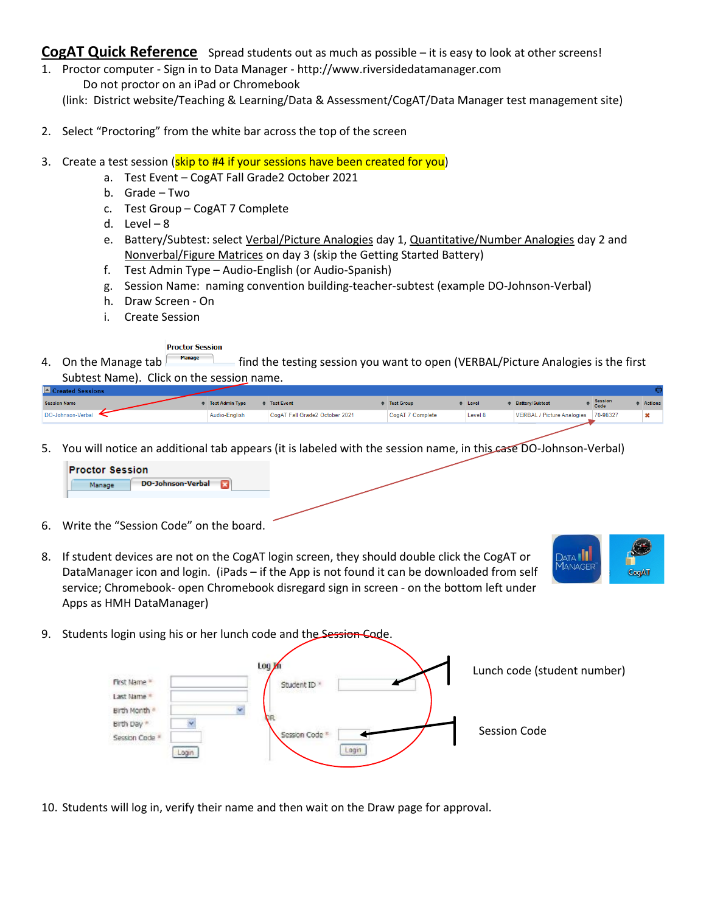# CogAT Quick Reference

Spread students out as much as possible – it is easy to look at other screens!

1. Proctor computer - Sign in to Data Manager - http://www.riversidedatamanager.com
   Do not proctor on an iPad or Chromebook
   (link: District website/Teaching & Learning/Data & Assessment/CogAT/Data Manager test management site)

2. Select "Proctoring" from the white bar across the top of the screen

3. Create a test session (skip to #4 if your sessions have been created for you)
   a. Test Event – CogAT Fall Grade2 October 2021
   b. Grade – Two
   c. Test Group – CogAT 7 Complete
   d. Level – 8
   e. Battery/Subtest: select Verbal/Picture Analogies day 1, Quantitative/Number Analogies day 2 and Nonverbal/Figure Matrices on day 3 (skip the Getting Started Battery)
   f. Test Admin Type – Audio-English (or Audio-Spanish)
   g. Session Name: naming convention building-teacher-subtest (example DO-Johnson-Verbal)
   h. Draw Screen - On
   i. Create Session

4. On the Manage tab (Proctor Session / Manage) find the testing session you want to open (VERBAL/Picture Analogies is the first Subtest Name). Click on the session name.

Created Sessions

| Session Name | Test Admin Type | Test Event | Test Group | Level | Battery/ Subtest | Session Code | Actions |
|---|---|---|---|---|---|---|---|
| DO-Johnson-Verbal | Audio-English | CogAT Fall Grade2 October 2021 | CogAT 7 Complete | Level 8 | VERBAL / Picture Analogies | 70-98327 | ✖ |

5. You will notice an additional tab appears (it is labeled with the session name, in this case DO-Johnson-Verbal)

   Proctor Session
   Manage | DO-Johnson-Verbal

6. Write the "Session Code" on the board.

8. If student devices are not on the CogAT login screen, they should double click the CogAT or DataManager icon and login. (iPads – if the App is not found it can be downloaded from self service; Chromebook- open Chromebook disregard sign in screen - on the bottom left under Apps as HMH DataManager)

   DATA MANAGER | CogAT

9. Students login using his or her lunch code and the Session Code.

   Log In

   First Name * / Last Name * / Birth Month * / Birth Day * / Session Code * / Login

   OR

   Student ID * — Lunch code (student number)

   Session Code * — Session Code

   Login

10. Students will log in, verify their name and then wait on the Draw page for approval.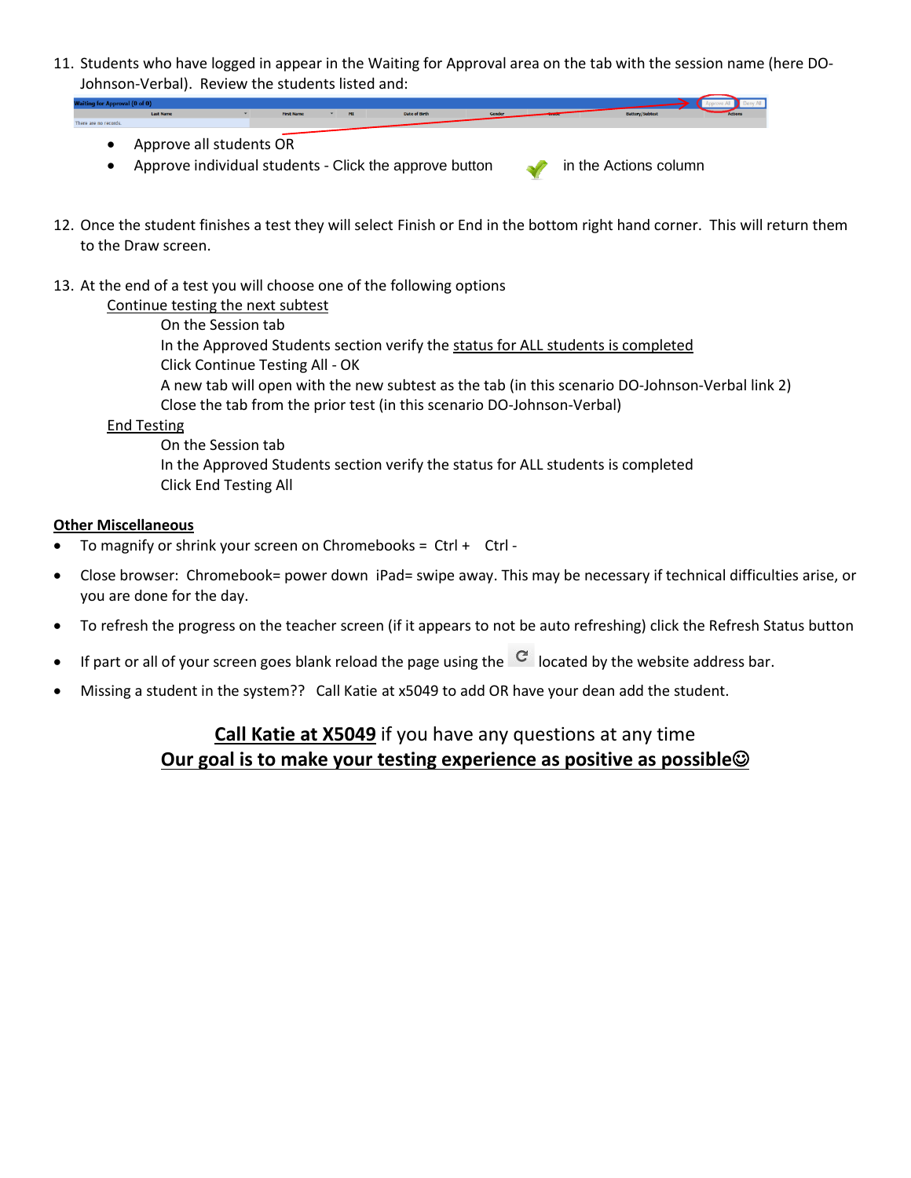11. Students who have logged in appear in the Waiting for Approval area on the tab with the session name (here DO-Johnson-Verbal). Review the students listed and:
    - Approve all students OR
    - Approve individual students - Click the approve button in the Actions column

12. Once the student finishes a test they will select Finish or End in the bottom right hand corner. This will return them to the Draw screen.

13. At the end of a test you will choose one of the following options

    Continue testing the next subtest

    On the Session tab
    In the Approved Students section verify the status for ALL students is completed
    Click Continue Testing All - OK
    A new tab will open with the new subtest as the tab (in this scenario DO-Johnson-Verbal link 2)
    Close the tab from the prior test (in this scenario DO-Johnson-Verbal)

    End Testing

    On the Session tab
    In the Approved Students section verify the status for ALL students is completed
    Click End Testing All

**Other Miscellaneous**

- To magnify or shrink your screen on Chromebooks = Ctrl + Ctrl -
- Close browser: Chromebook= power down iPad= swipe away. This may be necessary if technical difficulties arise, or you are done for the day.
- To refresh the progress on the teacher screen (if it appears to not be auto refreshing) click the Refresh Status button
- If part or all of your screen goes blank reload the page using the located by the website address bar.
- Missing a student in the system?? Call Katie at x5049 to add OR have your dean add the student.

**Call Katie at X5049** if you have any questions at any time

**Our goal is to make your testing experience as positive as possible☺**